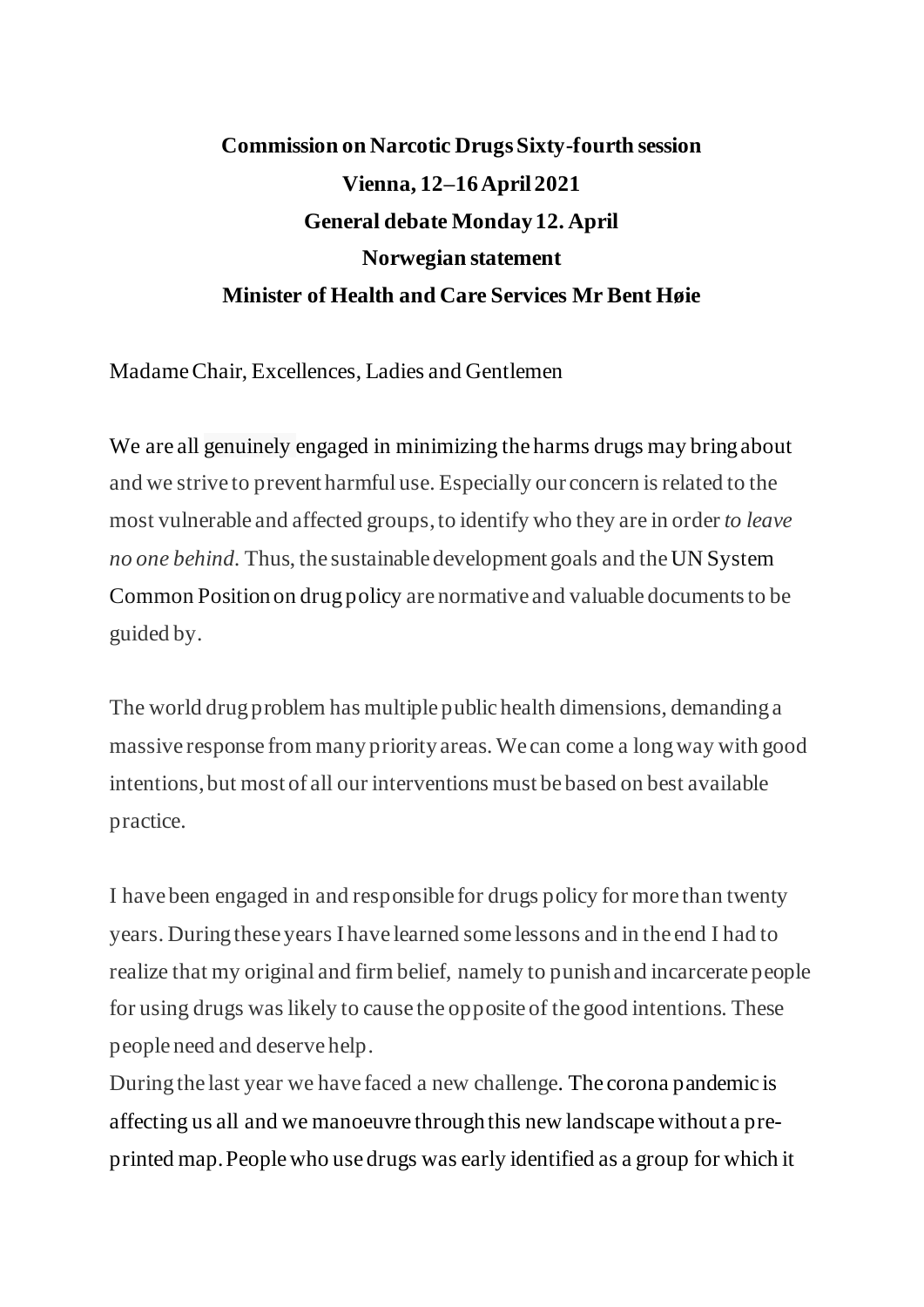**Commission on Narcotic Drugs Sixty-fourth session**

**Vienna, 12–16 April 2021**

**General debate Monday 12. April**

**Norwegian statement**

**Minister of Health and Care Services Mr Bent Høie**

Madame Chair, Excellences, Ladies and Gentlemen

We are all genuinely engaged in minimizing the harms drugs may bring about and we strive to prevent harmful use. Especially our concern is related to the most vulnerable and affected groups, to identify who they are in order *to leave no one behind.* Thus, the sustainable development goals and the UN System Common Position on drug policy are normative and valuable documents to be guided by.

The world drug problem has multiple public health dimensions, demanding a massive response from many priority areas. We can come a long way with good intentions, but most of all our interventions must be based on best available practice.

I have been engaged in and responsible for drugs policy for more than twenty years. During these years I have learned some lessons and in the end I had to realize that my original and firm belief, namely to punish and incarcerate people for using drugs was likely to cause the opposite of the good intentions. These people need and deserve help.

During the last year we have faced a new challenge. The corona pandemic is affecting us all and we manoeuvre through this new landscape without a pre-printed map. People who use drugs was early identified as a group for which it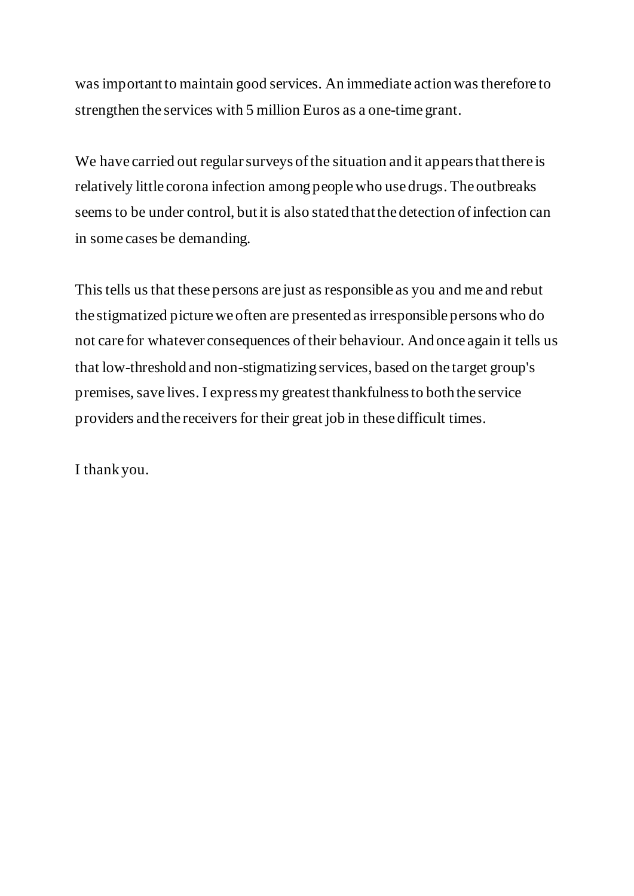was important to maintain good services. An immediate action was therefore to strengthen the services with 5 million Euros as a one-time grant.

We have carried out regular surveys of the situation and it appears that there is relatively little corona infection among people who use drugs. The outbreaks seems to be under control, but it is also stated that the detection of infection can in some cases be demanding.

This tells us that these persons are just as responsible as you and me and rebut the stigmatized picture we often are presented as irresponsible persons who do not care for whatever consequences of their behaviour. And once again it tells us that low-threshold and non-stigmatizing services, based on the target group's premises, save lives. I express my greatest thankfulness to both the service providers and the receivers for their great job in these difficult times.

I thank you.